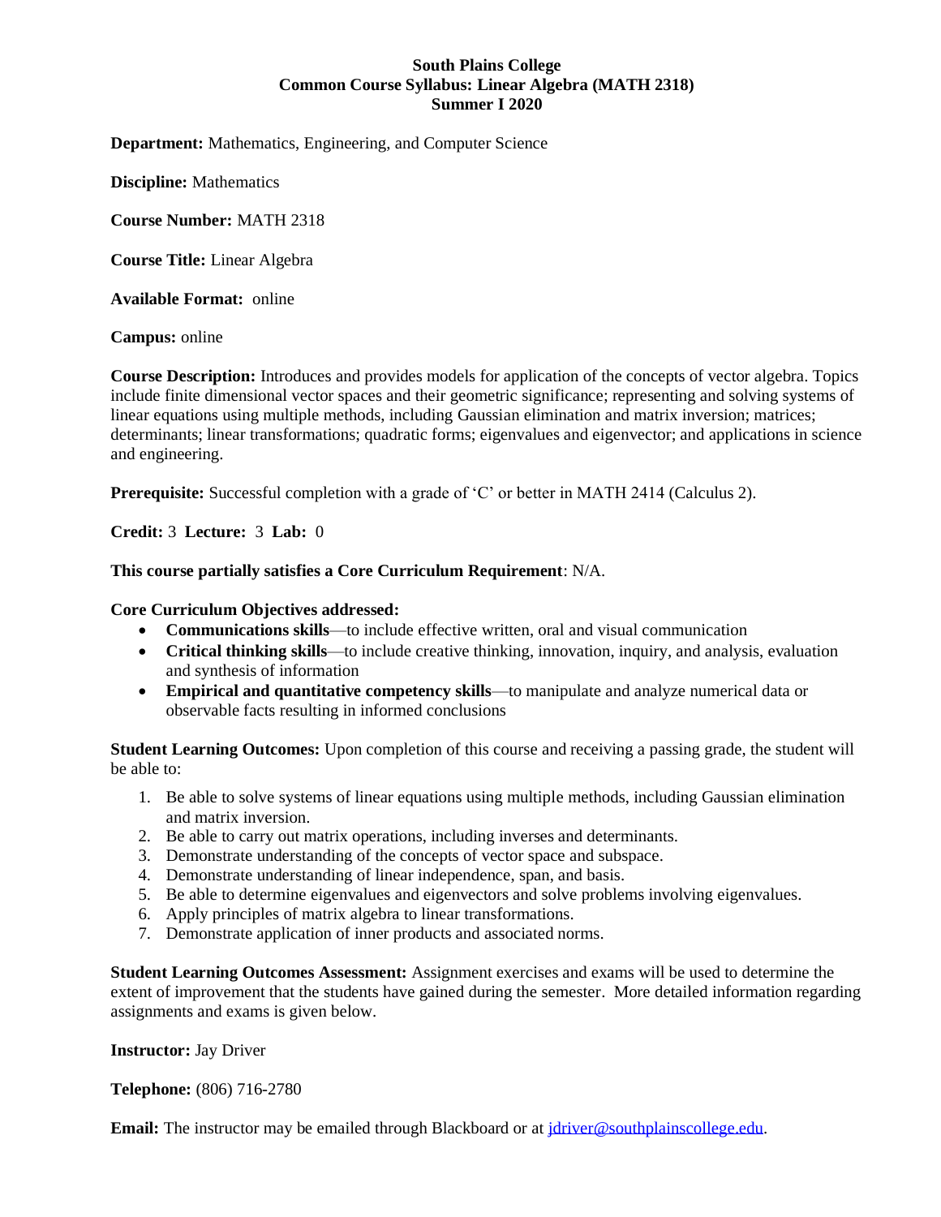**South Plains College**
**Common Course Syllabus: Linear Algebra (MATH 2318)**
**Summer I 2020**

**Department:** Mathematics, Engineering, and Computer Science

**Discipline:** Mathematics

**Course Number:** MATH 2318

**Course Title:** Linear Algebra

**Available Format:** online

**Campus:** online

**Course Description:** Introduces and provides models for application of the concepts of vector algebra. Topics include finite dimensional vector spaces and their geometric significance; representing and solving systems of linear equations using multiple methods, including Gaussian elimination and matrix inversion; matrices; determinants; linear transformations; quadratic forms; eigenvalues and eigenvector; and applications in science and engineering.

**Prerequisite:** Successful completion with a grade of 'C' or better in MATH 2414 (Calculus 2).

**Credit:** 3 **Lecture:** 3 **Lab:** 0

**This course partially satisfies a Core Curriculum Requirement**: N/A.

**Core Curriculum Objectives addressed:**

- **Communications skills**—to include effective written, oral and visual communication
- **Critical thinking skills**—to include creative thinking, innovation, inquiry, and analysis, evaluation and synthesis of information
- **Empirical and quantitative competency skills**—to manipulate and analyze numerical data or observable facts resulting in informed conclusions

**Student Learning Outcomes:** Upon completion of this course and receiving a passing grade, the student will be able to:

1. Be able to solve systems of linear equations using multiple methods, including Gaussian elimination and matrix inversion.
2. Be able to carry out matrix operations, including inverses and determinants.
3. Demonstrate understanding of the concepts of vector space and subspace.
4. Demonstrate understanding of linear independence, span, and basis.
5. Be able to determine eigenvalues and eigenvectors and solve problems involving eigenvalues.
6. Apply principles of matrix algebra to linear transformations.
7. Demonstrate application of inner products and associated norms.

**Student Learning Outcomes Assessment:** Assignment exercises and exams will be used to determine the extent of improvement that the students have gained during the semester. More detailed information regarding assignments and exams is given below.

**Instructor:** Jay Driver

**Telephone:** (806) 716-2780

**Email:** The instructor may be emailed through Blackboard or at jdriver@southplainscollege.edu.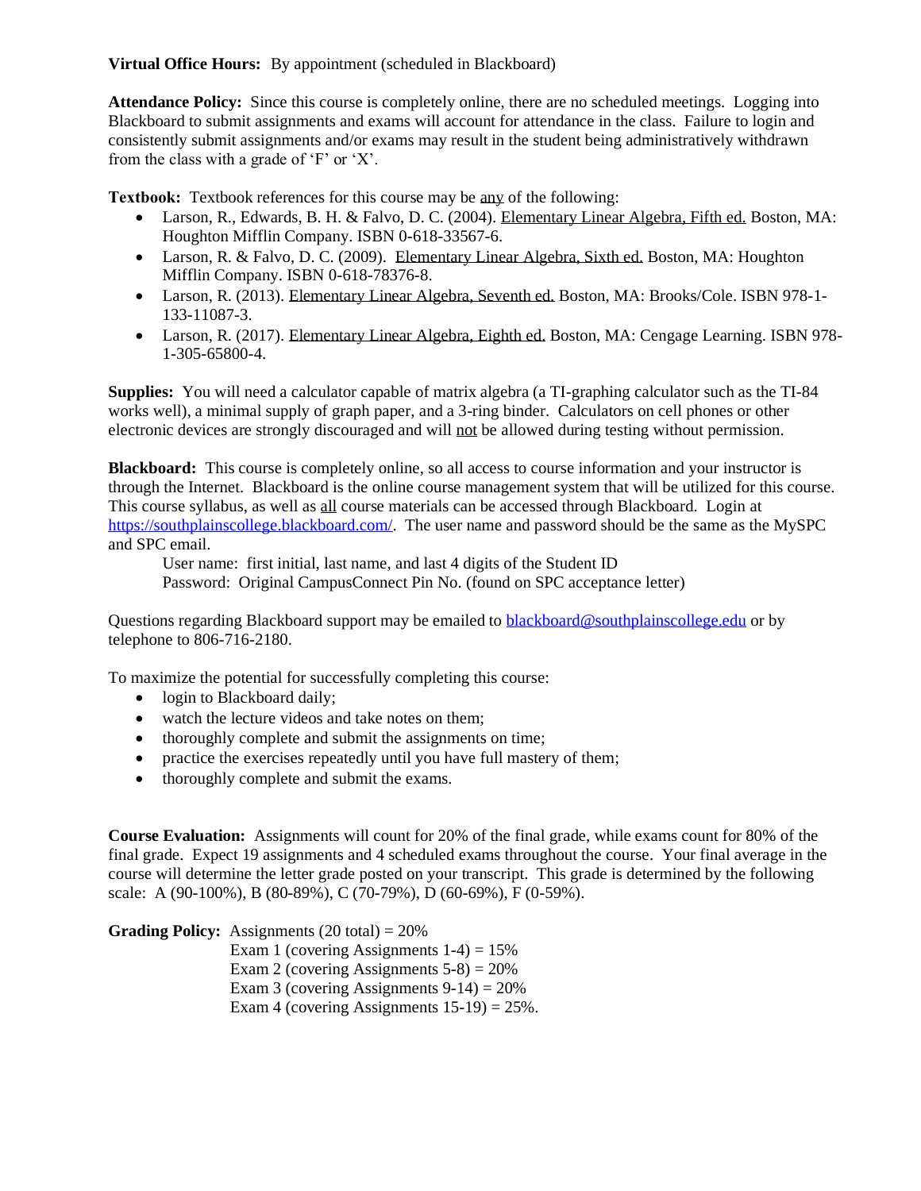**Virtual Office Hours:** By appointment (scheduled in Blackboard)

**Attendance Policy:** Since this course is completely online, there are no scheduled meetings. Logging into Blackboard to submit assignments and exams will account for attendance in the class. Failure to login and consistently submit assignments and/or exams may result in the student being administratively withdrawn from the class with a grade of 'F' or 'X'.

**Textbook:** Textbook references for this course may be any of the following:

- Larson, R., Edwards, B. H. & Falvo, D. C. (2004). Elementary Linear Algebra, Fifth ed. Boston, MA: Houghton Mifflin Company. ISBN 0-618-33567-6.
- Larson, R. & Falvo, D. C. (2009). Elementary Linear Algebra, Sixth ed. Boston, MA: Houghton Mifflin Company. ISBN 0-618-78376-8.
- Larson, R. (2013). Elementary Linear Algebra, Seventh ed. Boston, MA: Brooks/Cole. ISBN 978-1-133-11087-3.
- Larson, R. (2017). Elementary Linear Algebra, Eighth ed. Boston, MA: Cengage Learning. ISBN 978-1-305-65800-4.

**Supplies:** You will need a calculator capable of matrix algebra (a TI-graphing calculator such as the TI-84 works well), a minimal supply of graph paper, and a 3-ring binder. Calculators on cell phones or other electronic devices are strongly discouraged and will not be allowed during testing without permission.

**Blackboard:** This course is completely online, so all access to course information and your instructor is through the Internet. Blackboard is the online course management system that will be utilized for this course. This course syllabus, as well as all course materials can be accessed through Blackboard. Login at https://southplainscollege.blackboard.com/. The user name and password should be the same as the MySPC and SPC email.

User name: first initial, last name, and last 4 digits of the Student ID
Password: Original CampusConnect Pin No. (found on SPC acceptance letter)

Questions regarding Blackboard support may be emailed to blackboard@southplainscollege.edu or by telephone to 806-716-2180.

To maximize the potential for successfully completing this course:

- login to Blackboard daily;
- watch the lecture videos and take notes on them;
- thoroughly complete and submit the assignments on time;
- practice the exercises repeatedly until you have full mastery of them;
- thoroughly complete and submit the exams.

**Course Evaluation:** Assignments will count for 20% of the final grade, while exams count for 80% of the final grade. Expect 19 assignments and 4 scheduled exams throughout the course. Your final average in the course will determine the letter grade posted on your transcript. This grade is determined by the following scale: A (90-100%), B (80-89%), C (70-79%), D (60-69%), F (0-59%).

**Grading Policy:** Assignments (20 total) = 20%
Exam 1 (covering Assignments 1-4) = 15%
Exam 2 (covering Assignments 5-8) = 20%
Exam 3 (covering Assignments 9-14) = 20%
Exam 4 (covering Assignments 15-19) = 25%.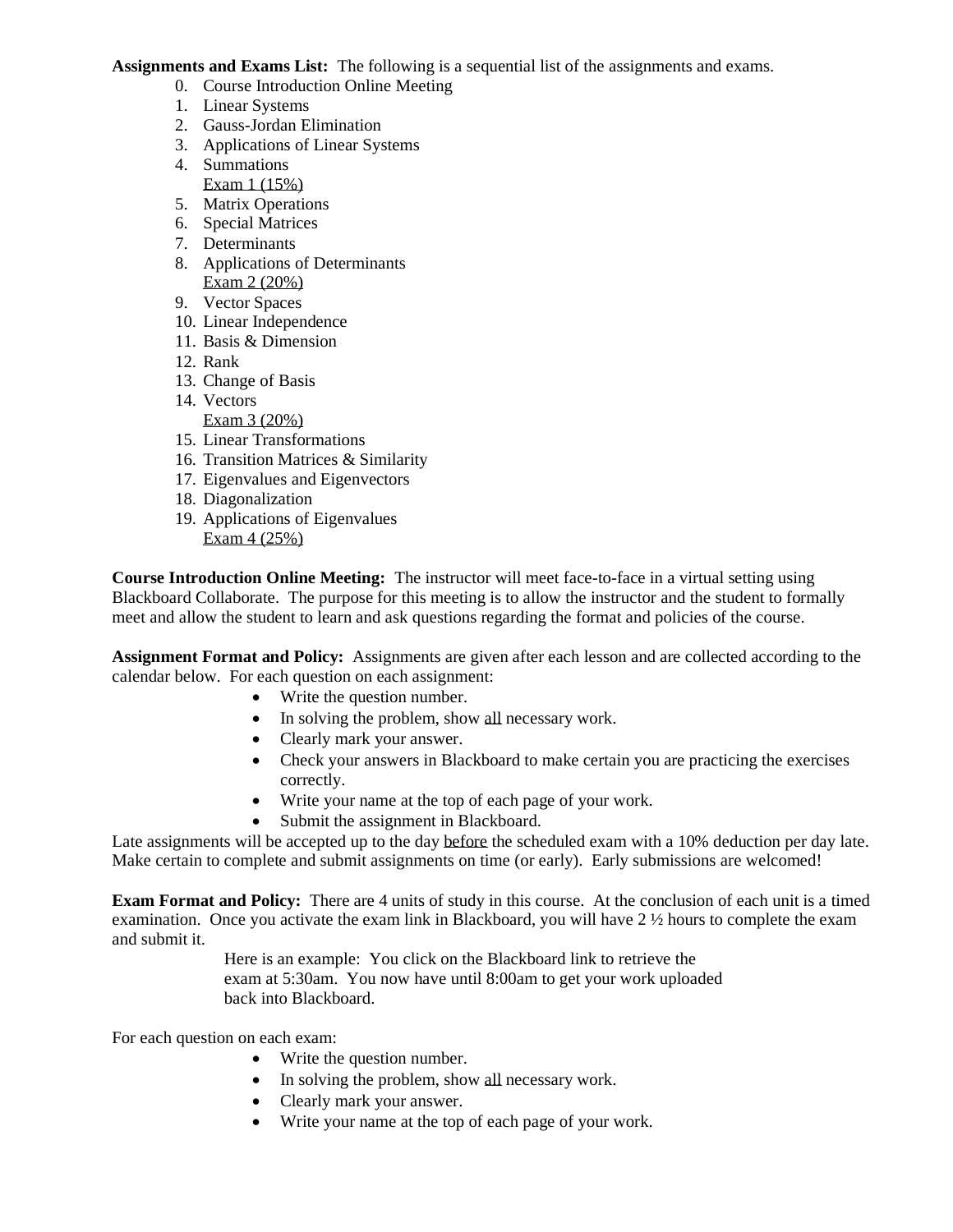**Assignments and Exams List:** The following is a sequential list of the assignments and exams.

0. Course Introduction Online Meeting
1. Linear Systems
2. Gauss-Jordan Elimination
3. Applications of Linear Systems
4. Summations
   <u>Exam 1 (15%)</u>
5. Matrix Operations
6. Special Matrices
7. Determinants
8. Applications of Determinants
   <u>Exam 2 (20%)</u>
9. Vector Spaces
10. Linear Independence
11. Basis & Dimension
12. Rank
13. Change of Basis
14. Vectors
    <u>Exam 3 (20%)</u>
15. Linear Transformations
16. Transition Matrices & Similarity
17. Eigenvalues and Eigenvectors
18. Diagonalization
19. Applications of Eigenvalues
    <u>Exam 4 (25%)</u>

**Course Introduction Online Meeting:** The instructor will meet face-to-face in a virtual setting using Blackboard Collaborate. The purpose for this meeting is to allow the instructor and the student to formally meet and allow the student to learn and ask questions regarding the format and policies of the course.

**Assignment Format and Policy:** Assignments are given after each lesson and are collected according to the calendar below. For each question on each assignment:

- Write the question number.
- In solving the problem, show <u>all</u> necessary work.
- Clearly mark your answer.
- Check your answers in Blackboard to make certain you are practicing the exercises correctly.
- Write your name at the top of each page of your work.
- Submit the assignment in Blackboard.

Late assignments will be accepted up to the day <u>before</u> the scheduled exam with a 10% deduction per day late. Make certain to complete and submit assignments on time (or early). Early submissions are welcomed!

**Exam Format and Policy:** There are 4 units of study in this course. At the conclusion of each unit is a timed examination. Once you activate the exam link in Blackboard, you will have 2 ½ hours to complete the exam and submit it.

> Here is an example: You click on the Blackboard link to retrieve the exam at 5:30am. You now have until 8:00am to get your work uploaded back into Blackboard.

For each question on each exam:

- Write the question number.
- In solving the problem, show <u>all</u> necessary work.
- Clearly mark your answer.
- Write your name at the top of each page of your work.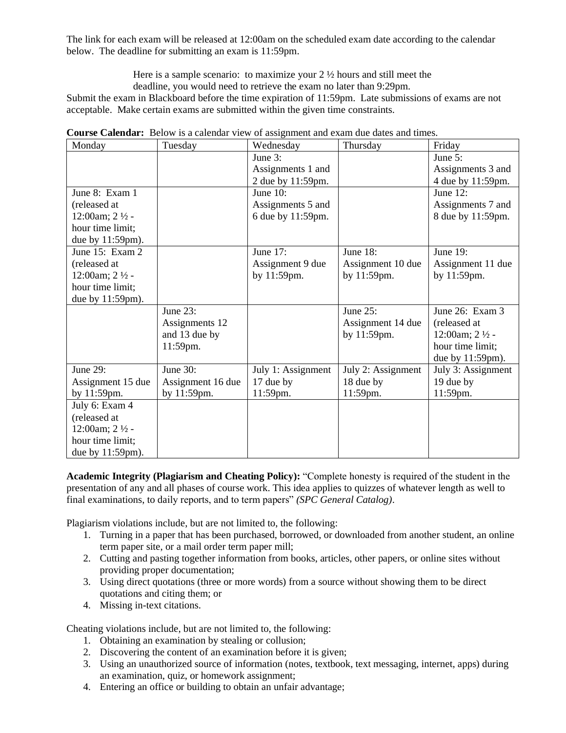The link for each exam will be released at 12:00am on the scheduled exam date according to the calendar below. The deadline for submitting an exam is 11:59pm.

Here is a sample scenario: to maximize your 2 ½ hours and still meet the deadline, you would need to retrieve the exam no later than 9:29pm.

Submit the exam in Blackboard before the time expiration of 11:59pm. Late submissions of exams are not acceptable. Make certain exams are submitted within the given time constraints.

**Course Calendar:** Below is a calendar view of assignment and exam due dates and times.

| Monday | Tuesday | Wednesday | Thursday | Friday |
|---|---|---|---|---|
| | | June 3: Assignments 1 and 2 due by 11:59pm. | | June 5: Assignments 3 and 4 due by 11:59pm. |
| June 8: Exam 1 (released at 12:00am; 2 ½ -hour time limit; due by 11:59pm). | | June 10: Assignments 5 and 6 due by 11:59pm. | | June 12: Assignments 7 and 8 due by 11:59pm. |
| June 15: Exam 2 (released at 12:00am; 2 ½ -hour time limit; due by 11:59pm). | | June 17: Assignment 9 due by 11:59pm. | June 18: Assignment 10 due by 11:59pm. | June 19: Assignment 11 due by 11:59pm. |
| | June 23: Assignments 12 and 13 due by 11:59pm. | | June 25: Assignment 14 due by 11:59pm. | June 26: Exam 3 (released at 12:00am; 2 ½ -hour time limit; due by 11:59pm). |
| June 29: Assignment 15 due by 11:59pm. | June 30: Assignment 16 due by 11:59pm. | July 1: Assignment 17 due by 11:59pm. | July 2: Assignment 18 due by 11:59pm. | July 3: Assignment 19 due by 11:59pm. |
| July 6: Exam 4 (released at 12:00am; 2 ½ -hour time limit; due by 11:59pm). | | | | |

**Academic Integrity (Plagiarism and Cheating Policy):** "Complete honesty is required of the student in the presentation of any and all phases of course work. This idea applies to quizzes of whatever length as well to final examinations, to daily reports, and to term papers" *(SPC General Catalog)*.

Plagiarism violations include, but are not limited to, the following:

1. Turning in a paper that has been purchased, borrowed, or downloaded from another student, an online term paper site, or a mail order term paper mill;
2. Cutting and pasting together information from books, articles, other papers, or online sites without providing proper documentation;
3. Using direct quotations (three or more words) from a source without showing them to be direct quotations and citing them; or
4. Missing in-text citations.

Cheating violations include, but are not limited to, the following:

1. Obtaining an examination by stealing or collusion;
2. Discovering the content of an examination before it is given;
3. Using an unauthorized source of information (notes, textbook, text messaging, internet, apps) during an examination, quiz, or homework assignment;
4. Entering an office or building to obtain an unfair advantage;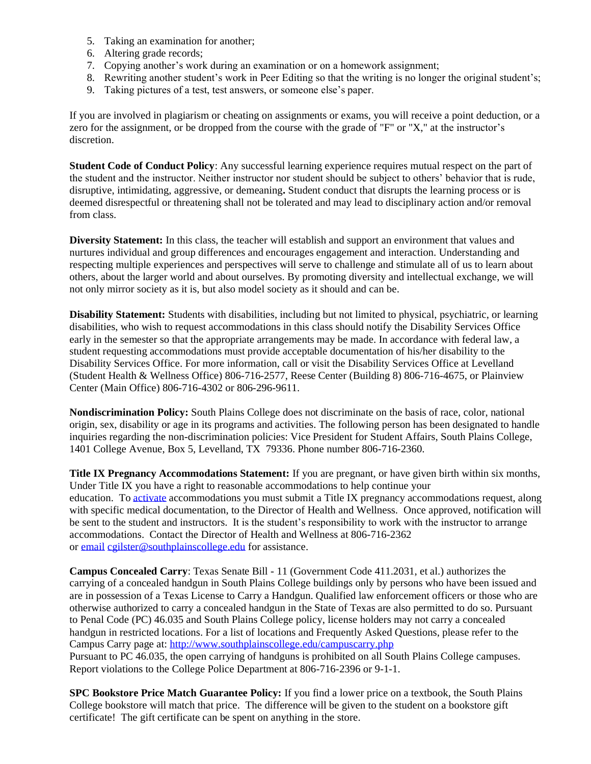5. Taking an examination for another;
6. Altering grade records;
7. Copying another's work during an examination or on a homework assignment;
8. Rewriting another student's work in Peer Editing so that the writing is no longer the original student's;
9. Taking pictures of a test, test answers, or someone else's paper.

If you are involved in plagiarism or cheating on assignments or exams, you will receive a point deduction, or a zero for the assignment, or be dropped from the course with the grade of "F" or "X," at the instructor's discretion.

**Student Code of Conduct Policy**: Any successful learning experience requires mutual respect on the part of the student and the instructor. Neither instructor nor student should be subject to others' behavior that is rude, disruptive, intimidating, aggressive, or demeaning**.** Student conduct that disrupts the learning process or is deemed disrespectful or threatening shall not be tolerated and may lead to disciplinary action and/or removal from class.

**Diversity Statement:** In this class, the teacher will establish and support an environment that values and nurtures individual and group differences and encourages engagement and interaction. Understanding and respecting multiple experiences and perspectives will serve to challenge and stimulate all of us to learn about others, about the larger world and about ourselves. By promoting diversity and intellectual exchange, we will not only mirror society as it is, but also model society as it should and can be.

**Disability Statement:** Students with disabilities, including but not limited to physical, psychiatric, or learning disabilities, who wish to request accommodations in this class should notify the Disability Services Office early in the semester so that the appropriate arrangements may be made. In accordance with federal law, a student requesting accommodations must provide acceptable documentation of his/her disability to the Disability Services Office. For more information, call or visit the Disability Services Office at Levelland (Student Health & Wellness Office) 806-716-2577, Reese Center (Building 8) 806-716-4675, or Plainview Center (Main Office) 806-716-4302 or 806-296-9611.

**Nondiscrimination Policy:** South Plains College does not discriminate on the basis of race, color, national origin, sex, disability or age in its programs and activities. The following person has been designated to handle inquiries regarding the non-discrimination policies: Vice President for Student Affairs, South Plains College, 1401 College Avenue, Box 5, Levelland, TX 79336. Phone number 806-716-2360.

**Title IX Pregnancy Accommodations Statement:** If you are pregnant, or have given birth within six months, Under Title IX you have a right to reasonable accommodations to help continue your education. To activate accommodations you must submit a Title IX pregnancy accommodations request, along with specific medical documentation, to the Director of Health and Wellness. Once approved, notification will be sent to the student and instructors. It is the student's responsibility to work with the instructor to arrange accommodations. Contact the Director of Health and Wellness at 806-716-2362 or email cgilster@southplainscollege.edu for assistance.

**Campus Concealed Carry**: Texas Senate Bill - 11 (Government Code 411.2031, et al.) authorizes the carrying of a concealed handgun in South Plains College buildings only by persons who have been issued and are in possession of a Texas License to Carry a Handgun. Qualified law enforcement officers or those who are otherwise authorized to carry a concealed handgun in the State of Texas are also permitted to do so. Pursuant to Penal Code (PC) 46.035 and South Plains College policy, license holders may not carry a concealed handgun in restricted locations. For a list of locations and Frequently Asked Questions, please refer to the Campus Carry page at: http://www.southplainscollege.edu/campuscarry.php
Pursuant to PC 46.035, the open carrying of handguns is prohibited on all South Plains College campuses. Report violations to the College Police Department at 806-716-2396 or 9-1-1.

**SPC Bookstore Price Match Guarantee Policy:** If you find a lower price on a textbook, the South Plains College bookstore will match that price. The difference will be given to the student on a bookstore gift certificate! The gift certificate can be spent on anything in the store.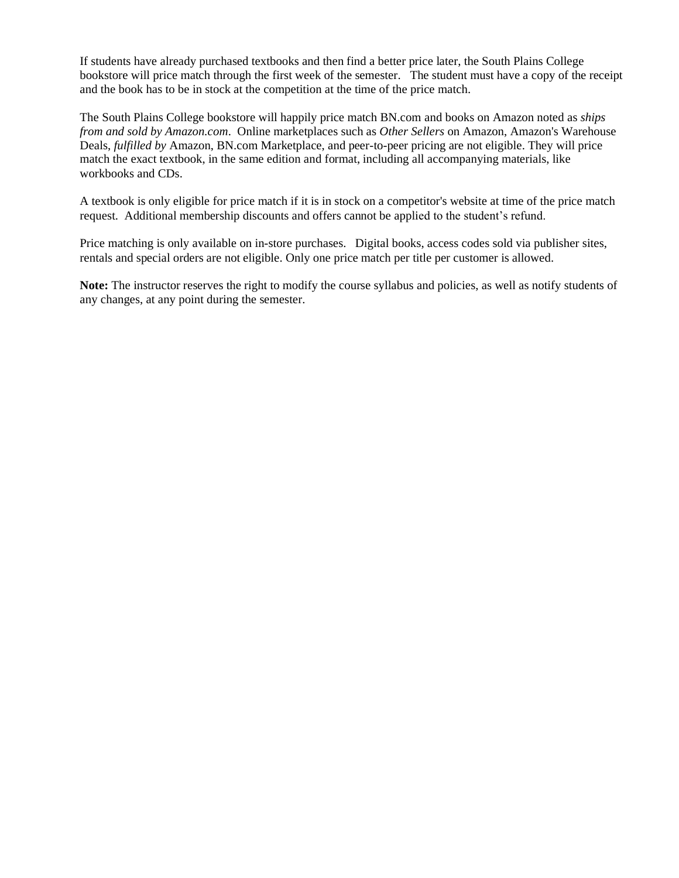If students have already purchased textbooks and then find a better price later, the South Plains College bookstore will price match through the first week of the semester. The student must have a copy of the receipt and the book has to be in stock at the competition at the time of the price match.

The South Plains College bookstore will happily price match BN.com and books on Amazon noted as *ships from and sold by Amazon.com*. Online marketplaces such as *Other Sellers* on Amazon, Amazon's Warehouse Deals, *fulfilled by* Amazon, BN.com Marketplace, and peer-to-peer pricing are not eligible. They will price match the exact textbook, in the same edition and format, including all accompanying materials, like workbooks and CDs.

A textbook is only eligible for price match if it is in stock on a competitor's website at time of the price match request. Additional membership discounts and offers cannot be applied to the student's refund.

Price matching is only available on in-store purchases. Digital books, access codes sold via publisher sites, rentals and special orders are not eligible. Only one price match per title per customer is allowed.

**Note:** The instructor reserves the right to modify the course syllabus and policies, as well as notify students of any changes, at any point during the semester.